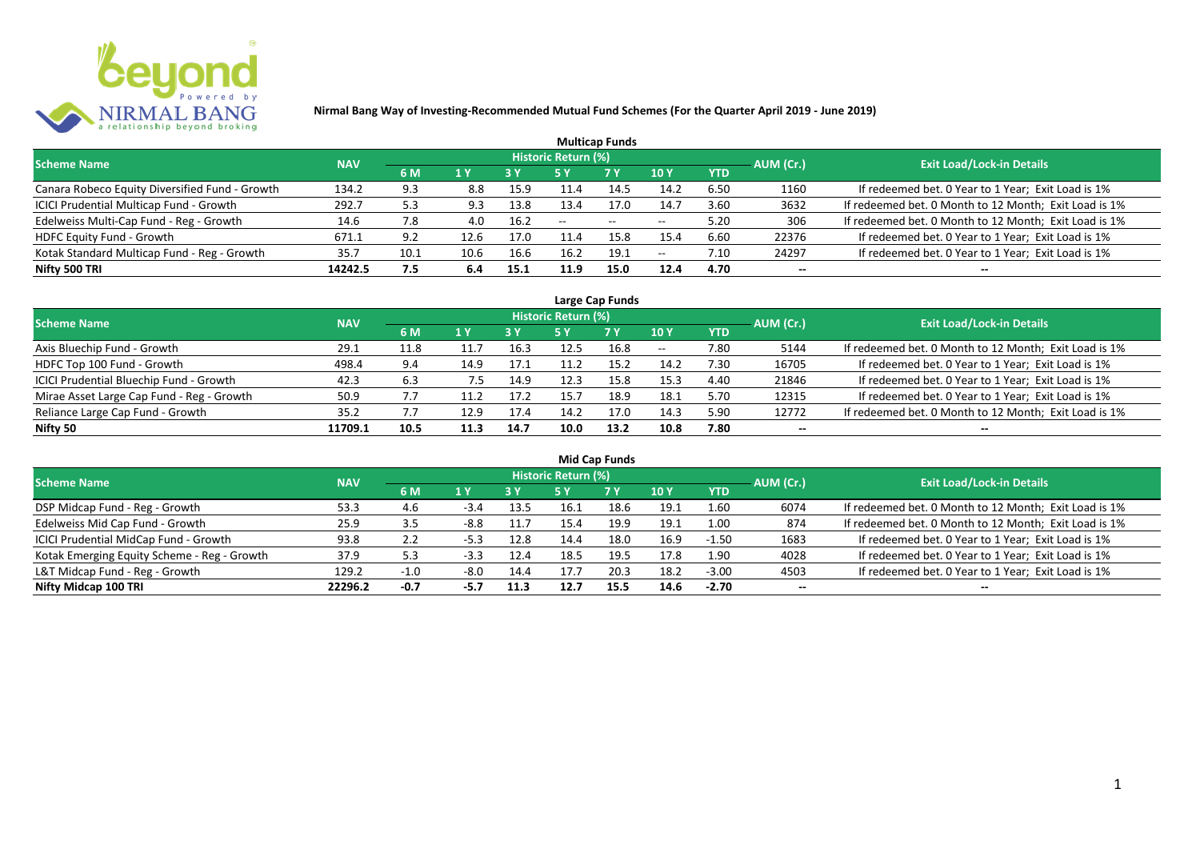# Nirmal Bang Way of Investing-Recommended Mutual Fund Schemes (For the Quarter April 2019 - June 2019)

## Multicap Funds

| Scheme Name | NAV | Historic Return (%) | | | | | | | AUM (Cr.) | Exit Load/Lock-in Details |
|---|---|---|---|---|---|---|---|---|---|---|
| | | 6 M | 1 Y | 3 Y | 5 Y | 7 Y | 10 Y | YTD | | |
| Canara Robeco Equity Diversified Fund - Growth | 134.2 | 9.3 | 8.8 | 15.9 | 11.4 | 14.5 | 14.2 | 6.50 | 1160 | If redeemed bet. 0 Year to 1 Year; Exit Load is 1% |
| ICICI Prudential Multicap Fund - Growth | 292.7 | 5.3 | 9.3 | 13.8 | 13.4 | 17.0 | 14.7 | 3.60 | 3632 | If redeemed bet. 0 Month to 12 Month; Exit Load is 1% |
| Edelweiss Multi-Cap Fund - Reg - Growth | 14.6 | 7.8 | 4.0 | 16.2 | -- | -- | -- | 5.20 | 306 | If redeemed bet. 0 Month to 12 Month; Exit Load is 1% |
| HDFC Equity Fund - Growth | 671.1 | 9.2 | 12.6 | 17.0 | 11.4 | 15.8 | 15.4 | 6.60 | 22376 | If redeemed bet. 0 Year to 1 Year; Exit Load is 1% |
| Kotak Standard Multicap Fund - Reg - Growth | 35.7 | 10.1 | 10.6 | 16.6 | 16.2 | 19.1 | -- | 7.10 | 24297 | If redeemed bet. 0 Year to 1 Year; Exit Load is 1% |
| **Nifty 500 TRI** | **14242.5** | **7.5** | **6.4** | **15.1** | **11.9** | **15.0** | **12.4** | **4.70** | **--** | **--** |

## Large Cap Funds

| Scheme Name | NAV | Historic Return (%) | | | | | | | AUM (Cr.) | Exit Load/Lock-in Details |
|---|---|---|---|---|---|---|---|---|---|---|
| | | 6 M | 1 Y | 3 Y | 5 Y | 7 Y | 10 Y | YTD | | |
| Axis Bluechip Fund - Growth | 29.1 | 11.8 | 11.7 | 16.3 | 12.5 | 16.8 | -- | 7.80 | 5144 | If redeemed bet. 0 Month to 12 Month; Exit Load is 1% |
| HDFC Top 100 Fund - Growth | 498.4 | 9.4 | 14.9 | 17.1 | 11.2 | 15.2 | 14.2 | 7.30 | 16705 | If redeemed bet. 0 Year to 1 Year; Exit Load is 1% |
| ICICI Prudential Bluechip Fund - Growth | 42.3 | 6.3 | 7.5 | 14.9 | 12.3 | 15.8 | 15.3 | 4.40 | 21846 | If redeemed bet. 0 Year to 1 Year; Exit Load is 1% |
| Mirae Asset Large Cap Fund - Reg - Growth | 50.9 | 7.7 | 11.2 | 17.2 | 15.7 | 18.9 | 18.1 | 5.70 | 12315 | If redeemed bet. 0 Year to 1 Year; Exit Load is 1% |
| Reliance Large Cap Fund - Growth | 35.2 | 7.7 | 12.9 | 17.4 | 14.2 | 17.0 | 14.3 | 5.90 | 12772 | If redeemed bet. 0 Month to 12 Month; Exit Load is 1% |
| **Nifty 50** | **11709.1** | **10.5** | **11.3** | **14.7** | **10.0** | **13.2** | **10.8** | **7.80** | **--** | **--** |

## Mid Cap Funds

| Scheme Name | NAV | Historic Return (%) | | | | | | | AUM (Cr.) | Exit Load/Lock-in Details |
|---|---|---|---|---|---|---|---|---|---|---|
| | | 6 M | 1 Y | 3 Y | 5 Y | 7 Y | 10 Y | YTD | | |
| DSP Midcap Fund - Reg - Growth | 53.3 | 4.6 | -3.4 | 13.5 | 16.1 | 18.6 | 19.1 | 1.60 | 6074 | If redeemed bet. 0 Month to 12 Month; Exit Load is 1% |
| Edelweiss Mid Cap Fund - Growth | 25.9 | 3.5 | -8.8 | 11.7 | 15.4 | 19.9 | 19.1 | 1.00 | 874 | If redeemed bet. 0 Month to 12 Month; Exit Load is 1% |
| ICICI Prudential MidCap Fund - Growth | 93.8 | 2.2 | -5.3 | 12.8 | 14.4 | 18.0 | 16.9 | -1.50 | 1683 | If redeemed bet. 0 Year to 1 Year; Exit Load is 1% |
| Kotak Emerging Equity Scheme - Reg - Growth | 37.9 | 5.3 | -3.3 | 12.4 | 18.5 | 19.5 | 17.8 | 1.90 | 4028 | If redeemed bet. 0 Year to 1 Year; Exit Load is 1% |
| L&T Midcap Fund - Reg - Growth | 129.2 | -1.0 | -8.0 | 14.4 | 17.7 | 20.3 | 18.2 | -3.00 | 4503 | If redeemed bet. 0 Year to 1 Year; Exit Load is 1% |
| **Nifty Midcap 100 TRI** | **22296.2** | **-0.7** | **-5.7** | **11.3** | **12.7** | **15.5** | **14.6** | **-2.70** | **--** | **--** |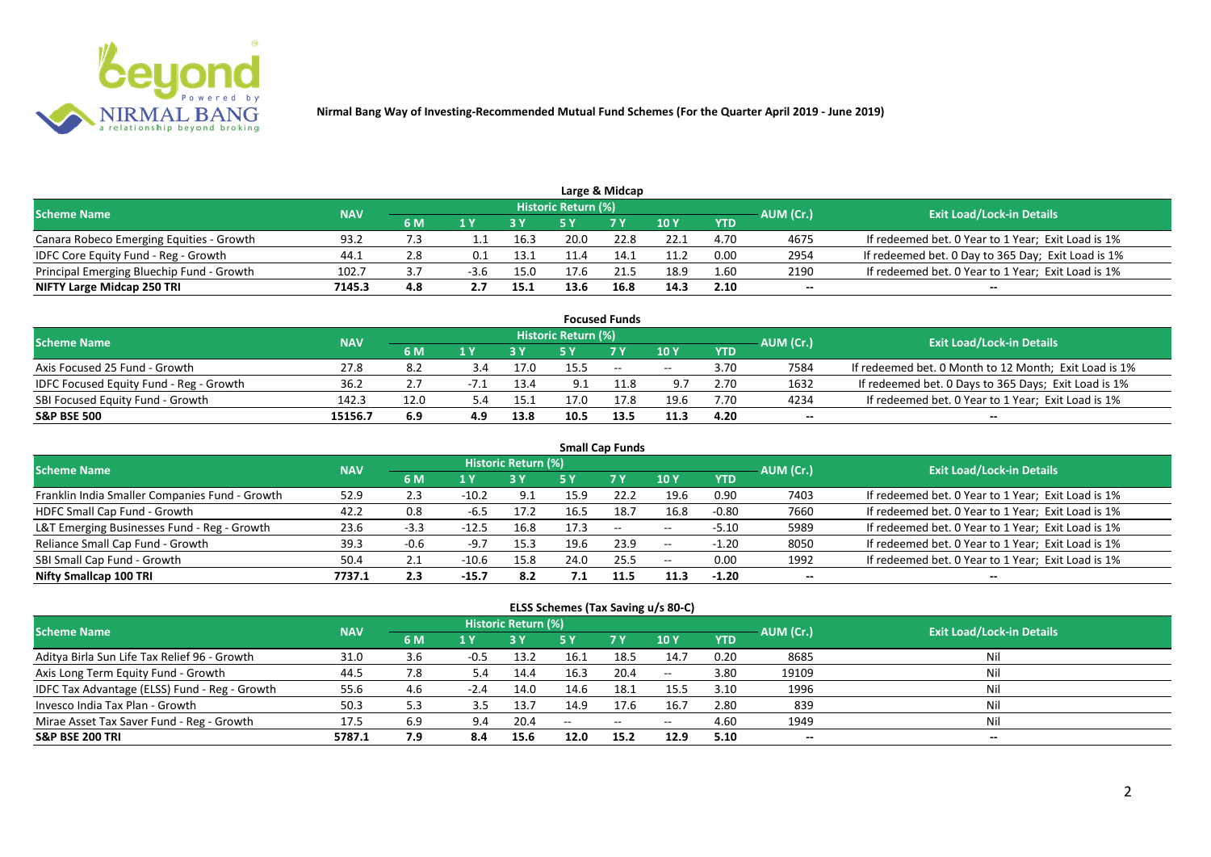**Nirmal Bang Way of Investing-Recommended Mutual Fund Schemes (For the Quarter April 2019 - June 2019)**

## Large & Midcap

| Scheme Name | NAV | Historic Return (%) | | | | | | | AUM (Cr.) | Exit Load/Lock-in Details |
|---|---|---|---|---|---|---|---|---|---|---|
| | | 6 M | 1 Y | 3 Y | 5 Y | 7 Y | 10 Y | YTD | | |
| Canara Robeco Emerging Equities - Growth | 93.2 | 7.3 | 1.1 | 16.3 | 20.0 | 22.8 | 22.1 | 4.70 | 4675 | If redeemed bet. 0 Year to 1 Year; Exit Load is 1% |
| IDFC Core Equity Fund - Reg - Growth | 44.1 | 2.8 | 0.1 | 13.1 | 11.4 | 14.1 | 11.2 | 0.00 | 2954 | If redeemed bet. 0 Day to 365 Day; Exit Load is 1% |
| Principal Emerging Bluechip Fund - Growth | 102.7 | 3.7 | -3.6 | 15.0 | 17.6 | 21.5 | 18.9 | 1.60 | 2190 | If redeemed bet. 0 Year to 1 Year; Exit Load is 1% |
| **NIFTY Large Midcap 250 TRI** | **7145.3** | **4.8** | **2.7** | **15.1** | **13.6** | **16.8** | **14.3** | **2.10** | -- | -- |

## Focused Funds

| Scheme Name | NAV | Historic Return (%) | | | | | | | AUM (Cr.) | Exit Load/Lock-in Details |
|---|---|---|---|---|---|---|---|---|---|---|
| | | 6 M | 1 Y | 3 Y | 5 Y | 7 Y | 10 Y | YTD | | |
| Axis Focused 25 Fund - Growth | 27.8 | 8.2 | 3.4 | 17.0 | 15.5 | -- | -- | 3.70 | 7584 | If redeemed bet. 0 Month to 12 Month; Exit Load is 1% |
| IDFC Focused Equity Fund - Reg - Growth | 36.2 | 2.7 | -7.1 | 13.4 | 9.1 | 11.8 | 9.7 | 2.70 | 1632 | If redeemed bet. 0 Days to 365 Days; Exit Load is 1% |
| SBI Focused Equity Fund - Growth | 142.3 | 12.0 | 5.4 | 15.1 | 17.0 | 17.8 | 19.6 | 7.70 | 4234 | If redeemed bet. 0 Year to 1 Year; Exit Load is 1% |
| **S&P BSE 500** | **15156.7** | **6.9** | **4.9** | **13.8** | **10.5** | **13.5** | **11.3** | **4.20** | -- | -- |

## Small Cap Funds

| Scheme Name | NAV | Historic Return (%) | | | | | | | AUM (Cr.) | Exit Load/Lock-in Details |
|---|---|---|---|---|---|---|---|---|---|---|
| | | 6 M | 1 Y | 3 Y | 5 Y | 7 Y | 10 Y | YTD | | |
| Franklin India Smaller Companies Fund - Growth | 52.9 | 2.3 | -10.2 | 9.1 | 15.9 | 22.2 | 19.6 | 0.90 | 7403 | If redeemed bet. 0 Year to 1 Year; Exit Load is 1% |
| HDFC Small Cap Fund - Growth | 42.2 | 0.8 | -6.5 | 17.2 | 16.5 | 18.7 | 16.8 | -0.80 | 7660 | If redeemed bet. 0 Year to 1 Year; Exit Load is 1% |
| L&T Emerging Businesses Fund - Reg - Growth | 23.6 | -3.3 | -12.5 | 16.8 | 17.3 | -- | -- | -5.10 | 5989 | If redeemed bet. 0 Year to 1 Year; Exit Load is 1% |
| Reliance Small Cap Fund - Growth | 39.3 | -0.6 | -9.7 | 15.3 | 19.6 | 23.9 | -- | -1.20 | 8050 | If redeemed bet. 0 Year to 1 Year; Exit Load is 1% |
| SBI Small Cap Fund - Growth | 50.4 | 2.1 | -10.6 | 15.8 | 24.0 | 25.5 | -- | 0.00 | 1992 | If redeemed bet. 0 Year to 1 Year; Exit Load is 1% |
| **Nifty Smallcap 100 TRI** | **7737.1** | **2.3** | **-15.7** | **8.2** | **7.1** | **11.5** | **11.3** | **-1.20** | -- | -- |

## ELSS Schemes (Tax Saving u/s 80-C)

| Scheme Name | NAV | Historic Return (%) | | | | | | | AUM (Cr.) | Exit Load/Lock-in Details |
|---|---|---|---|---|---|---|---|---|---|---|
| | | 6 M | 1 Y | 3 Y | 5 Y | 7 Y | 10 Y | YTD | | |
| Aditya Birla Sun Life Tax Relief 96 - Growth | 31.0 | 3.6 | -0.5 | 13.2 | 16.1 | 18.5 | 14.7 | 0.20 | 8685 | Nil |
| Axis Long Term Equity Fund - Growth | 44.5 | 7.8 | 5.4 | 14.4 | 16.3 | 20.4 | -- | 3.80 | 19109 | Nil |
| IDFC Tax Advantage (ELSS) Fund - Reg - Growth | 55.6 | 4.6 | -2.4 | 14.0 | 14.6 | 18.1 | 15.5 | 3.10 | 1996 | Nil |
| Invesco India Tax Plan - Growth | 50.3 | 5.3 | 3.5 | 13.7 | 14.9 | 17.6 | 16.7 | 2.80 | 839 | Nil |
| Mirae Asset Tax Saver Fund - Reg - Growth | 17.5 | 6.9 | 9.4 | 20.4 | -- | -- | -- | 4.60 | 1949 | Nil |
| **S&P BSE 200 TRI** | **5787.1** | **7.9** | **8.4** | **15.6** | **12.0** | **15.2** | **12.9** | **5.10** | -- | -- |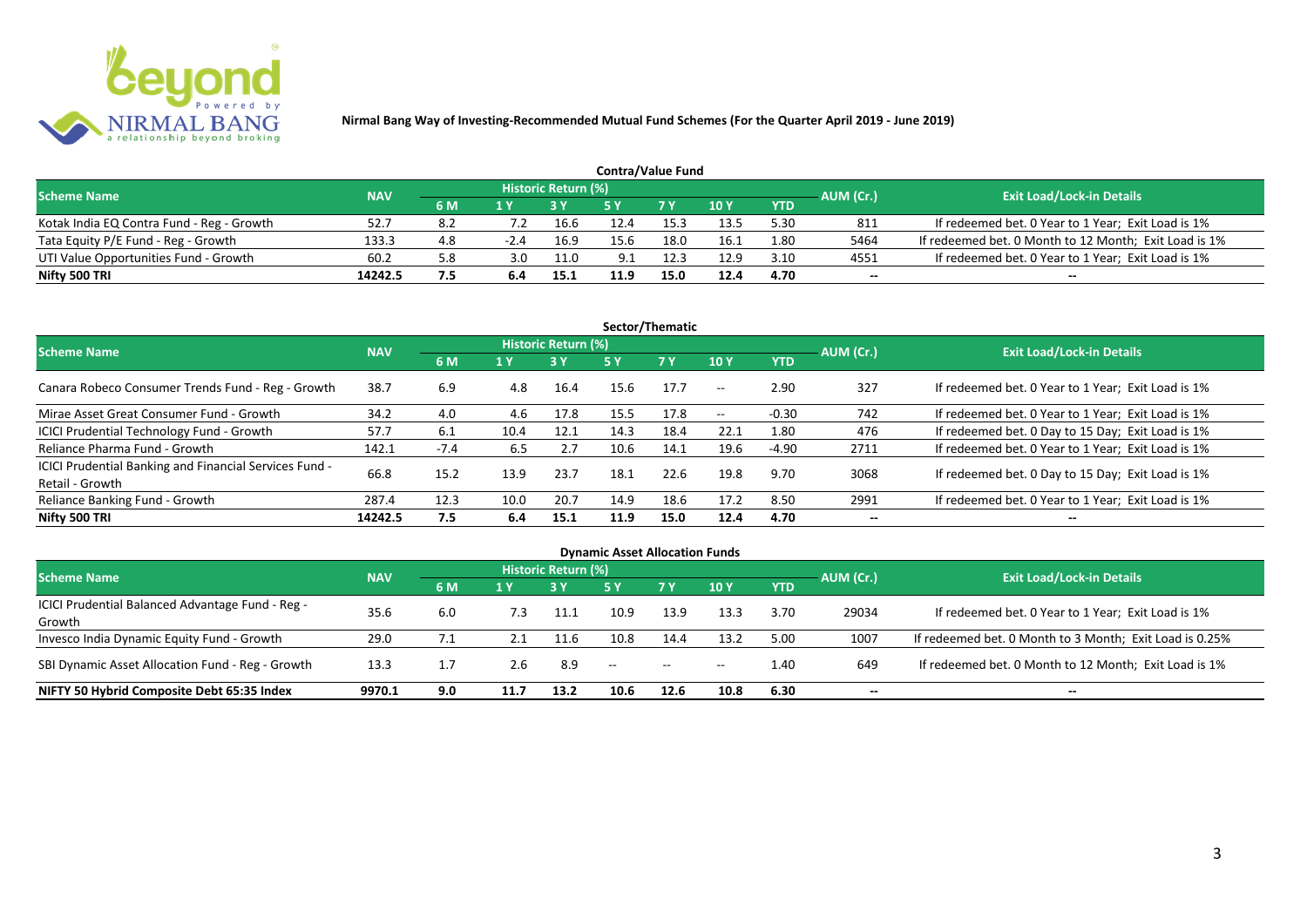**Nirmal Bang Way of Investing-Recommended Mutual Fund Schemes (For the Quarter April 2019 - June 2019)**

### Contra/Value Fund

| Scheme Name | NAV | Historic Return (%) | | | | | | | AUM (Cr.) | Exit Load/Lock-in Details |
|---|---|---|---|---|---|---|---|---|---|---|
| | | 6 M | 1 Y | 3 Y | 5 Y | 7 Y | 10 Y | YTD | | |
| Kotak India EQ Contra Fund - Reg - Growth | 52.7 | 8.2 | 7.2 | 16.6 | 12.4 | 15.3 | 13.5 | 5.30 | 811 | If redeemed bet. 0 Year to 1 Year; Exit Load is 1% |
| Tata Equity P/E Fund - Reg - Growth | 133.3 | 4.8 | -2.4 | 16.9 | 15.6 | 18.0 | 16.1 | 1.80 | 5464 | If redeemed bet. 0 Month to 12 Month; Exit Load is 1% |
| UTI Value Opportunities Fund - Growth | 60.2 | 5.8 | 3.0 | 11.0 | 9.1 | 12.3 | 12.9 | 3.10 | 4551 | If redeemed bet. 0 Year to 1 Year; Exit Load is 1% |
| **Nifty 500 TRI** | **14242.5** | **7.5** | **6.4** | **15.1** | **11.9** | **15.0** | **12.4** | **4.70** | -- | -- |

### Sector/Thematic

| Scheme Name | NAV | Historic Return (%) | | | | | | | AUM (Cr.) | Exit Load/Lock-in Details |
|---|---|---|---|---|---|---|---|---|---|---|
| | | 6 M | 1 Y | 3 Y | 5 Y | 7 Y | 10 Y | YTD | | |
| Canara Robeco Consumer Trends Fund - Reg - Growth | 38.7 | 6.9 | 4.8 | 16.4 | 15.6 | 17.7 | -- | 2.90 | 327 | If redeemed bet. 0 Year to 1 Year; Exit Load is 1% |
| Mirae Asset Great Consumer Fund - Growth | 34.2 | 4.0 | 4.6 | 17.8 | 15.5 | 17.8 | -- | -0.30 | 742 | If redeemed bet. 0 Year to 1 Year; Exit Load is 1% |
| ICICI Prudential Technology Fund - Growth | 57.7 | 6.1 | 10.4 | 12.1 | 14.3 | 18.4 | 22.1 | 1.80 | 476 | If redeemed bet. 0 Day to 15 Day; Exit Load is 1% |
| Reliance Pharma Fund - Growth | 142.1 | -7.4 | 6.5 | 2.7 | 10.6 | 14.1 | 19.6 | -4.90 | 2711 | If redeemed bet. 0 Year to 1 Year; Exit Load is 1% |
| ICICI Prudential Banking and Financial Services Fund - Retail - Growth | 66.8 | 15.2 | 13.9 | 23.7 | 18.1 | 22.6 | 19.8 | 9.70 | 3068 | If redeemed bet. 0 Day to 15 Day; Exit Load is 1% |
| Reliance Banking Fund - Growth | 287.4 | 12.3 | 10.0 | 20.7 | 14.9 | 18.6 | 17.2 | 8.50 | 2991 | If redeemed bet. 0 Year to 1 Year; Exit Load is 1% |
| **Nifty 500 TRI** | **14242.5** | **7.5** | **6.4** | **15.1** | **11.9** | **15.0** | **12.4** | **4.70** | -- | -- |

### Dynamic Asset Allocation Funds

| Scheme Name | NAV | Historic Return (%) | | | | | | | AUM (Cr.) | Exit Load/Lock-in Details |
|---|---|---|---|---|---|---|---|---|---|---|
| | | 6 M | 1 Y | 3 Y | 5 Y | 7 Y | 10 Y | YTD | | |
| ICICI Prudential Balanced Advantage Fund - Reg - Growth | 35.6 | 6.0 | 7.3 | 11.1 | 10.9 | 13.9 | 13.3 | 3.70 | 29034 | If redeemed bet. 0 Year to 1 Year; Exit Load is 1% |
| Invesco India Dynamic Equity Fund - Growth | 29.0 | 7.1 | 2.1 | 11.6 | 10.8 | 14.4 | 13.2 | 5.00 | 1007 | If redeemed bet. 0 Month to 3 Month; Exit Load is 0.25% |
| SBI Dynamic Asset Allocation Fund - Reg - Growth | 13.3 | 1.7 | 2.6 | 8.9 | -- | -- | -- | 1.40 | 649 | If redeemed bet. 0 Month to 12 Month; Exit Load is 1% |
| **NIFTY 50 Hybrid Composite Debt 65:35 Index** | **9970.1** | **9.0** | **11.7** | **13.2** | **10.6** | **12.6** | **10.8** | **6.30** | -- | -- |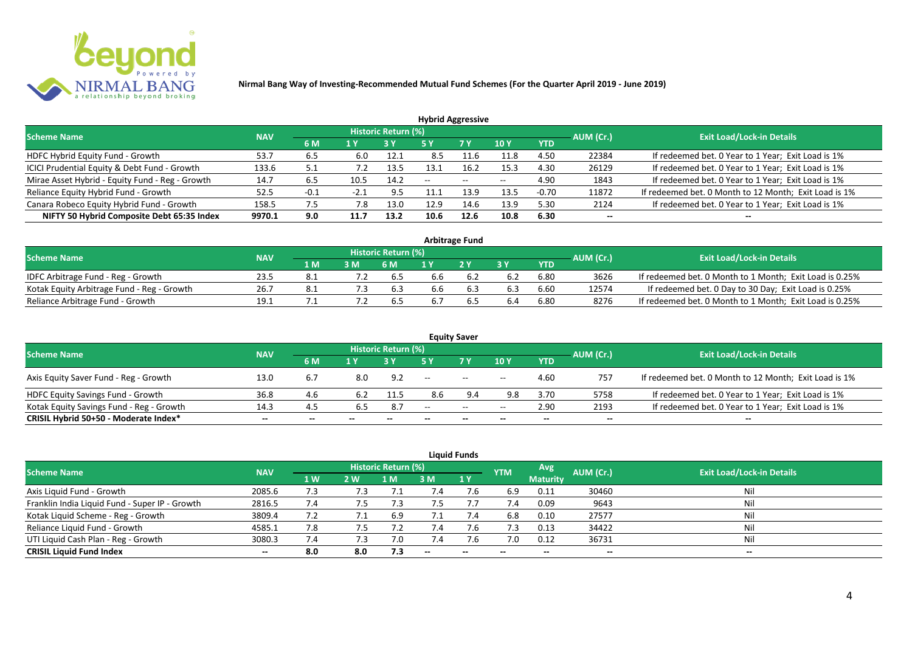**Nirmal Bang Way of Investing-Recommended Mutual Fund Schemes (For the Quarter April 2019 - June 2019)**

### Hybrid Aggressive

| Scheme Name | NAV | Historic Return (%) | | | | | | | AUM (Cr.) | Exit Load/Lock-in Details |
|---|---|---|---|---|---|---|---|---|---|---|
| | | 6 M | 1 Y | 3 Y | 5 Y | 7 Y | 10 Y | YTD | | |
| HDFC Hybrid Equity Fund - Growth | 53.7 | 6.5 | 6.0 | 12.1 | 8.5 | 11.6 | 11.8 | 4.50 | 22384 | If redeemed bet. 0 Year to 1 Year; Exit Load is 1% |
| ICICI Prudential Equity & Debt Fund - Growth | 133.6 | 5.1 | 7.2 | 13.5 | 13.1 | 16.2 | 15.3 | 4.30 | 26129 | If redeemed bet. 0 Year to 1 Year; Exit Load is 1% |
| Mirae Asset Hybrid - Equity Fund - Reg - Growth | 14.7 | 6.5 | 10.5 | 14.2 | -- | -- | -- | 4.90 | 1843 | If redeemed bet. 0 Year to 1 Year; Exit Load is 1% |
| Reliance Equity Hybrid Fund - Growth | 52.5 | -0.1 | -2.1 | 9.5 | 11.1 | 13.9 | 13.5 | -0.70 | 11872 | If redeemed bet. 0 Month to 12 Month; Exit Load is 1% |
| Canara Robeco Equity Hybrid Fund - Growth | 158.5 | 7.5 | 7.8 | 13.0 | 12.9 | 14.6 | 13.9 | 5.30 | 2124 | If redeemed bet. 0 Year to 1 Year; Exit Load is 1% |
| **NIFTY 50 Hybrid Composite Debt 65:35 Index** | **9970.1** | **9.0** | **11.7** | **13.2** | **10.6** | **12.6** | **10.8** | **6.30** | **--** | **--** |

### Arbitrage Fund

| Scheme Name | NAV | Historic Return (%) | | | | | | | AUM (Cr.) | Exit Load/Lock-in Details |
|---|---|---|---|---|---|---|---|---|---|---|
| | | 1 M | 3 M | 6 M | 1 Y | 2 Y | 3 Y | YTD | | |
| IDFC Arbitrage Fund - Reg - Growth | 23.5 | 8.1 | 7.2 | 6.5 | 6.6 | 6.2 | 6.2 | 6.80 | 3626 | If redeemed bet. 0 Month to 1 Month; Exit Load is 0.25% |
| Kotak Equity Arbitrage Fund - Reg - Growth | 26.7 | 8.1 | 7.3 | 6.3 | 6.6 | 6.3 | 6.3 | 6.60 | 12574 | If redeemed bet. 0 Day to 30 Day; Exit Load is 0.25% |
| Reliance Arbitrage Fund - Growth | 19.1 | 7.1 | 7.2 | 6.5 | 6.7 | 6.5 | 6.4 | 6.80 | 8276 | If redeemed bet. 0 Month to 1 Month; Exit Load is 0.25% |

### Equity Saver

| Scheme Name | NAV | Historic Return (%) | | | | | | | AUM (Cr.) | Exit Load/Lock-in Details |
|---|---|---|---|---|---|---|---|---|---|---|
| | | 6 M | 1 Y | 3 Y | 5 Y | 7 Y | 10 Y | YTD | | |
| Axis Equity Saver Fund - Reg - Growth | 13.0 | 6.7 | 8.0 | 9.2 | -- | -- | -- | 4.60 | 757 | If redeemed bet. 0 Month to 12 Month; Exit Load is 1% |
| HDFC Equity Savings Fund - Growth | 36.8 | 4.6 | 6.2 | 11.5 | 8.6 | 9.4 | 9.8 | 3.70 | 5758 | If redeemed bet. 0 Year to 1 Year; Exit Load is 1% |
| Kotak Equity Savings Fund - Reg - Growth | 14.3 | 4.5 | 6.5 | 8.7 | -- | -- | -- | 2.90 | 2193 | If redeemed bet. 0 Year to 1 Year; Exit Load is 1% |
| **CRISIL Hybrid 50+50 - Moderate Index*** | **--** | **--** | **--** | **--** | **--** | **--** | **--** | **--** | **--** | **--** |

### Liquid Funds

| Scheme Name | NAV | Historic Return (%) | | | | | YTM | Avg Maturity | AUM (Cr.) | Exit Load/Lock-in Details |
|---|---|---|---|---|---|---|---|---|---|---|
| | | 1 W | 2 W | 1 M | 3 M | 1 Y | | | | |
| Axis Liquid Fund - Growth | 2085.6 | 7.3 | 7.3 | 7.1 | 7.4 | 7.6 | 6.9 | 0.11 | 30460 | Nil |
| Franklin India Liquid Fund - Super IP - Growth | 2816.5 | 7.4 | 7.5 | 7.3 | 7.5 | 7.7 | 7.4 | 0.09 | 9643 | Nil |
| Kotak Liquid Scheme - Reg - Growth | 3809.4 | 7.2 | 7.1 | 6.9 | 7.1 | 7.4 | 6.8 | 0.10 | 27577 | Nil |
| Reliance Liquid Fund - Growth | 4585.1 | 7.8 | 7.5 | 7.2 | 7.4 | 7.6 | 7.3 | 0.13 | 34422 | Nil |
| UTI Liquid Cash Plan - Reg - Growth | 3080.3 | 7.4 | 7.3 | 7.0 | 7.4 | 7.6 | 7.0 | 0.12 | 36731 | Nil |
| **CRISIL Liquid Fund Index** | **--** | **8.0** | **8.0** | **7.3** | **--** | **--** | **--** | **--** | **--** | **--** |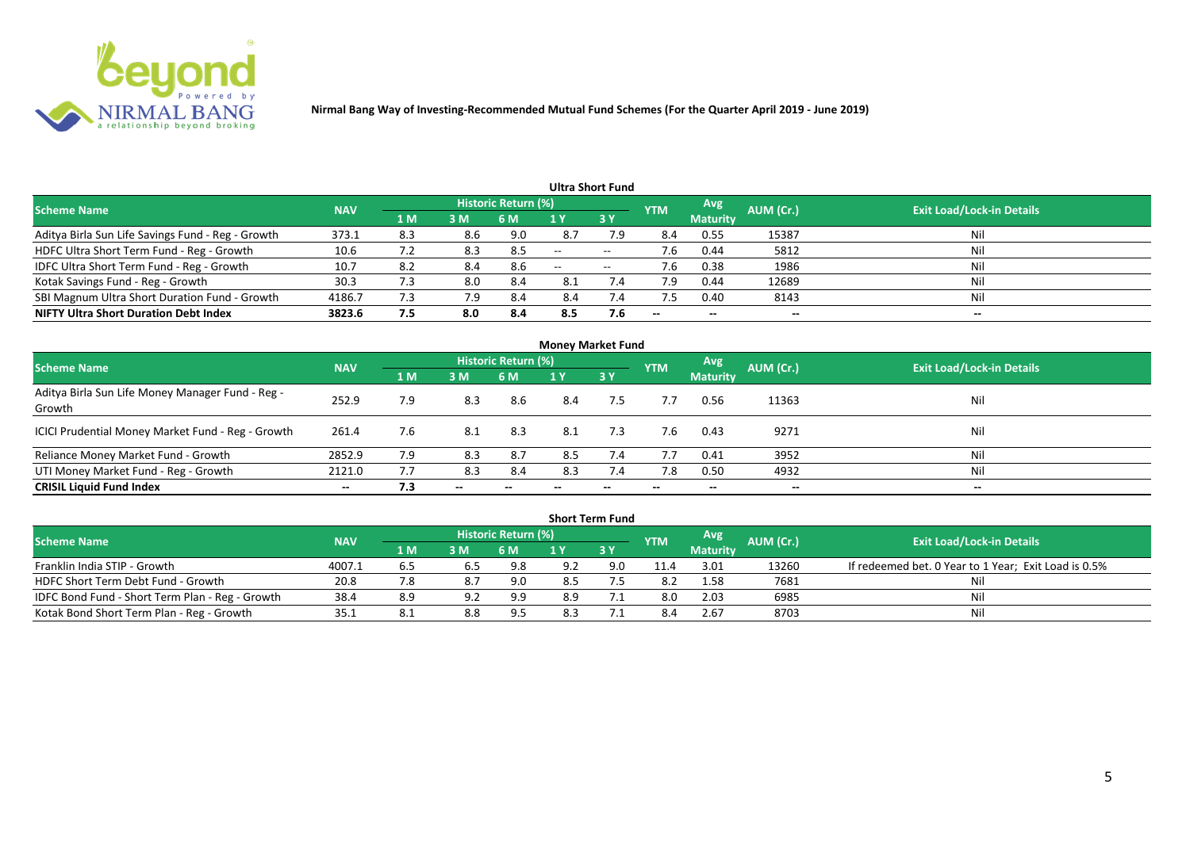**Nirmal Bang Way of Investing-Recommended Mutual Fund Schemes (For the Quarter April 2019 - June 2019)**

### Ultra Short Fund

| Scheme Name | NAV | Historic Return (%) | | | | | YTM | Avg Maturity | AUM (Cr.) | Exit Load/Lock-in Details |
|---|---|---|---|---|---|---|---|---|---|---|
| | | 1 M | 3 M | 6 M | 1 Y | 3 Y | | | | |
| Aditya Birla Sun Life Savings Fund - Reg - Growth | 373.1 | 8.3 | 8.6 | 9.0 | 8.7 | 7.9 | 8.4 | 0.55 | 15387 | Nil |
| HDFC Ultra Short Term Fund - Reg - Growth | 10.6 | 7.2 | 8.3 | 8.5 | -- | -- | 7.6 | 0.44 | 5812 | Nil |
| IDFC Ultra Short Term Fund - Reg - Growth | 10.7 | 8.2 | 8.4 | 8.6 | -- | -- | 7.6 | 0.38 | 1986 | Nil |
| Kotak Savings Fund - Reg - Growth | 30.3 | 7.3 | 8.0 | 8.4 | 8.1 | 7.4 | 7.9 | 0.44 | 12689 | Nil |
| SBI Magnum Ultra Short Duration Fund - Growth | 4186.7 | 7.3 | 7.9 | 8.4 | 8.4 | 7.4 | 7.5 | 0.40 | 8143 | Nil |
| **NIFTY Ultra Short Duration Debt Index** | **3823.6** | **7.5** | **8.0** | **8.4** | **8.5** | **7.6** | -- | -- | -- | -- |

### Money Market Fund

| Scheme Name | NAV | Historic Return (%) | | | | | YTM | Avg Maturity | AUM (Cr.) | Exit Load/Lock-in Details |
|---|---|---|---|---|---|---|---|---|---|---|
| | | 1 M | 3 M | 6 M | 1 Y | 3 Y | | | | |
| Aditya Birla Sun Life Money Manager Fund - Reg - Growth | 252.9 | 7.9 | 8.3 | 8.6 | 8.4 | 7.5 | 7.7 | 0.56 | 11363 | Nil |
| ICICI Prudential Money Market Fund - Reg - Growth | 261.4 | 7.6 | 8.1 | 8.3 | 8.1 | 7.3 | 7.6 | 0.43 | 9271 | Nil |
| Reliance Money Market Fund - Growth | 2852.9 | 7.9 | 8.3 | 8.7 | 8.5 | 7.4 | 7.7 | 0.41 | 3952 | Nil |
| UTI Money Market Fund - Reg - Growth | 2121.0 | 7.7 | 8.3 | 8.4 | 8.3 | 7.4 | 7.8 | 0.50 | 4932 | Nil |
| **CRISIL Liquid Fund Index** | -- | **7.3** | -- | -- | -- | -- | -- | -- | -- | -- |

### Short Term Fund

| Scheme Name | NAV | Historic Return (%) | | | | | YTM | Avg Maturity | AUM (Cr.) | Exit Load/Lock-in Details |
|---|---|---|---|---|---|---|---|---|---|---|
| | | 1 M | 3 M | 6 M | 1 Y | 3 Y | | | | |
| Franklin India STIP - Growth | 4007.1 | 6.5 | 6.5 | 9.8 | 9.2 | 9.0 | 11.4 | 3.01 | 13260 | If redeemed bet. 0 Year to 1 Year; Exit Load is 0.5% |
| HDFC Short Term Debt Fund - Growth | 20.8 | 7.8 | 8.7 | 9.0 | 8.5 | 7.5 | 8.2 | 1.58 | 7681 | Nil |
| IDFC Bond Fund - Short Term Plan - Reg - Growth | 38.4 | 8.9 | 9.2 | 9.9 | 8.9 | 7.1 | 8.0 | 2.03 | 6985 | Nil |
| Kotak Bond Short Term Plan - Reg - Growth | 35.1 | 8.1 | 8.8 | 9.5 | 8.3 | 7.1 | 8.4 | 2.67 | 8703 | Nil |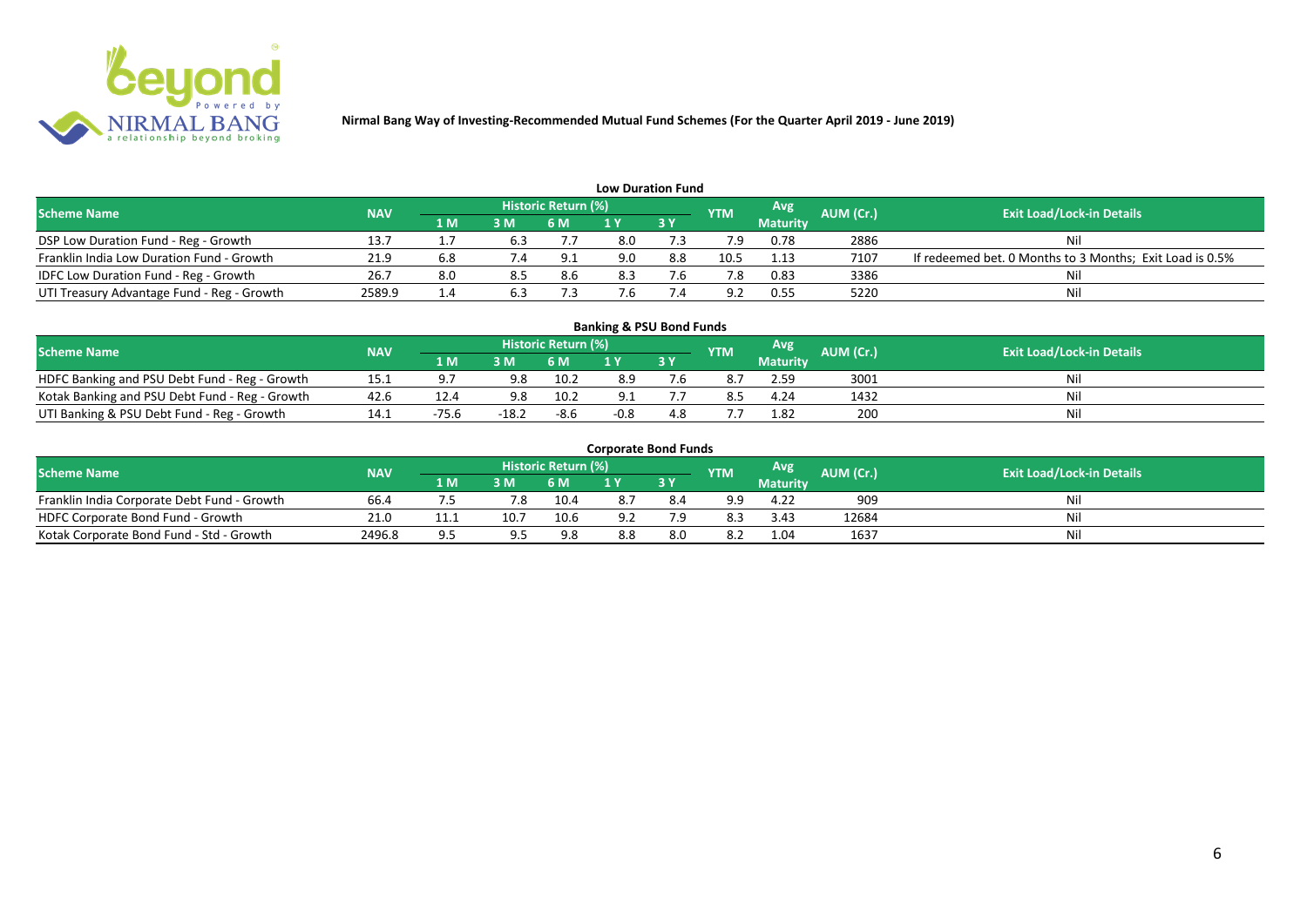Nirmal Bang Way of Investing-Recommended Mutual Fund Schemes (For the Quarter April 2019 - June 2019)

### Low Duration Fund

| Scheme Name | NAV | Historic Return (%) | | | | | YTM | Avg Maturity | AUM (Cr.) | Exit Load/Lock-in Details |
|---|---|---|---|---|---|---|---|---|---|---|
| | | 1 M | 3 M | 6 M | 1 Y | 3 Y | | | | |
| DSP Low Duration Fund - Reg - Growth | 13.7 | 1.7 | 6.3 | 7.7 | 8.0 | 7.3 | 7.9 | 0.78 | 2886 | Nil |
| Franklin India Low Duration Fund - Growth | 21.9 | 6.8 | 7.4 | 9.1 | 9.0 | 8.8 | 10.5 | 1.13 | 7107 | If redeemed bet. 0 Months to 3 Months; Exit Load is 0.5% |
| IDFC Low Duration Fund - Reg - Growth | 26.7 | 8.0 | 8.5 | 8.6 | 8.3 | 7.6 | 7.8 | 0.83 | 3386 | Nil |
| UTI Treasury Advantage Fund - Reg - Growth | 2589.9 | 1.4 | 6.3 | 7.3 | 7.6 | 7.4 | 9.2 | 0.55 | 5220 | Nil |

### Banking & PSU Bond Funds

| Scheme Name | NAV | Historic Return (%) | | | | | YTM | Avg Maturity | AUM (Cr.) | Exit Load/Lock-in Details |
|---|---|---|---|---|---|---|---|---|---|---|
| | | 1 M | 3 M | 6 M | 1 Y | 3 Y | | | | |
| HDFC Banking and PSU Debt Fund - Reg - Growth | 15.1 | 9.7 | 9.8 | 10.2 | 8.9 | 7.6 | 8.7 | 2.59 | 3001 | Nil |
| Kotak Banking and PSU Debt Fund - Reg - Growth | 42.6 | 12.4 | 9.8 | 10.2 | 9.1 | 7.7 | 8.5 | 4.24 | 1432 | Nil |
| UTI Banking & PSU Debt Fund - Reg - Growth | 14.1 | -75.6 | -18.2 | -8.6 | -0.8 | 4.8 | 7.7 | 1.82 | 200 | Nil |

### Corporate Bond Funds

| Scheme Name | NAV | Historic Return (%) | | | | | YTM | Avg Maturity | AUM (Cr.) | Exit Load/Lock-in Details |
|---|---|---|---|---|---|---|---|---|---|---|
| | | 1 M | 3 M | 6 M | 1 Y | 3 Y | | | | |
| Franklin India Corporate Debt Fund - Growth | 66.4 | 7.5 | 7.8 | 10.4 | 8.7 | 8.4 | 9.9 | 4.22 | 909 | Nil |
| HDFC Corporate Bond Fund - Growth | 21.0 | 11.1 | 10.7 | 10.6 | 9.2 | 7.9 | 8.3 | 3.43 | 12684 | Nil |
| Kotak Corporate Bond Fund - Std - Growth | 2496.8 | 9.5 | 9.5 | 9.8 | 8.8 | 8.0 | 8.2 | 1.04 | 1637 | Nil |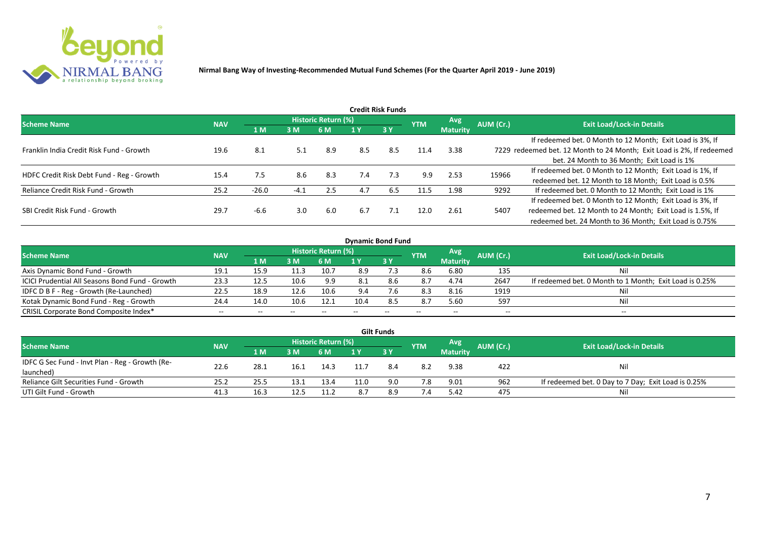**Nirmal Bang Way of Investing-Recommended Mutual Fund Schemes (For the Quarter April 2019 - June 2019)**

## Credit Risk Funds

| Scheme Name | NAV | Historic Return (%) | | | | | YTM | Avg Maturity | AUM (Cr.) | Exit Load/Lock-in Details |
|---|---|---|---|---|---|---|---|---|---|---|
| | | 1 M | 3 M | 6 M | 1 Y | 3 Y | | | | |
| Franklin India Credit Risk Fund - Growth | 19.6 | 8.1 | 5.1 | 8.9 | 8.5 | 8.5 | 11.4 | 3.38 | 7229 | If redeemed bet. 0 Month to 12 Month; Exit Load is 3%, If redeemed bet. 12 Month to 24 Month; Exit Load is 2%, If redeemed bet. 24 Month to 36 Month; Exit Load is 1% |
| HDFC Credit Risk Debt Fund - Reg - Growth | 15.4 | 7.5 | 8.6 | 8.3 | 7.4 | 7.3 | 9.9 | 2.53 | 15966 | If redeemed bet. 0 Month to 12 Month; Exit Load is 1%, If redeemed bet. 12 Month to 18 Month; Exit Load is 0.5% |
| Reliance Credit Risk Fund - Growth | 25.2 | -26.0 | -4.1 | 2.5 | 4.7 | 6.5 | 11.5 | 1.98 | 9292 | If redeemed bet. 0 Month to 12 Month; Exit Load is 1% |
| SBI Credit Risk Fund - Growth | 29.7 | -6.6 | 3.0 | 6.0 | 6.7 | 7.1 | 12.0 | 2.61 | 5407 | If redeemed bet. 0 Month to 12 Month; Exit Load is 3%, If redeemed bet. 12 Month to 24 Month; Exit Load is 1.5%, If redeemed bet. 24 Month to 36 Month; Exit Load is 0.75% |

## Dynamic Bond Fund

| Scheme Name | NAV | Historic Return (%) | | | | | YTM | Avg Maturity | AUM (Cr.) | Exit Load/Lock-in Details |
|---|---|---|---|---|---|---|---|---|---|---|
| | | 1 M | 3 M | 6 M | 1 Y | 3 Y | | | | |
| Axis Dynamic Bond Fund - Growth | 19.1 | 15.9 | 11.3 | 10.7 | 8.9 | 7.3 | 8.6 | 6.80 | 135 | Nil |
| ICICI Prudential All Seasons Bond Fund - Growth | 23.3 | 12.5 | 10.6 | 9.9 | 8.1 | 8.6 | 8.7 | 4.74 | 2647 | If redeemed bet. 0 Month to 1 Month; Exit Load is 0.25% |
| IDFC D B F - Reg - Growth (Re-Launched) | 22.5 | 18.9 | 12.6 | 10.6 | 9.4 | 7.6 | 8.3 | 8.16 | 1919 | Nil |
| Kotak Dynamic Bond Fund - Reg - Growth | 24.4 | 14.0 | 10.6 | 12.1 | 10.4 | 8.5 | 8.7 | 5.60 | 597 | Nil |
| CRISIL Corporate Bond Composite Index* | -- | -- | -- | -- | -- | -- | -- | -- | -- | -- |

## Gilt Funds

| Scheme Name | NAV | Historic Return (%) | | | | | YTM | Avg Maturity | AUM (Cr.) | Exit Load/Lock-in Details |
|---|---|---|---|---|---|---|---|---|---|---|
| | | 1 M | 3 M | 6 M | 1 Y | 3 Y | | | | |
| IDFC G Sec Fund - Invt Plan - Reg - Growth (Re-launched) | 22.6 | 28.1 | 16.1 | 14.3 | 11.7 | 8.4 | 8.2 | 9.38 | 422 | Nil |
| Reliance Gilt Securities Fund - Growth | 25.2 | 25.5 | 13.1 | 13.4 | 11.0 | 9.0 | 7.8 | 9.01 | 962 | If redeemed bet. 0 Day to 7 Day; Exit Load is 0.25% |
| UTI Gilt Fund - Growth | 41.3 | 16.3 | 12.5 | 11.2 | 8.7 | 8.9 | 7.4 | 5.42 | 475 | Nil |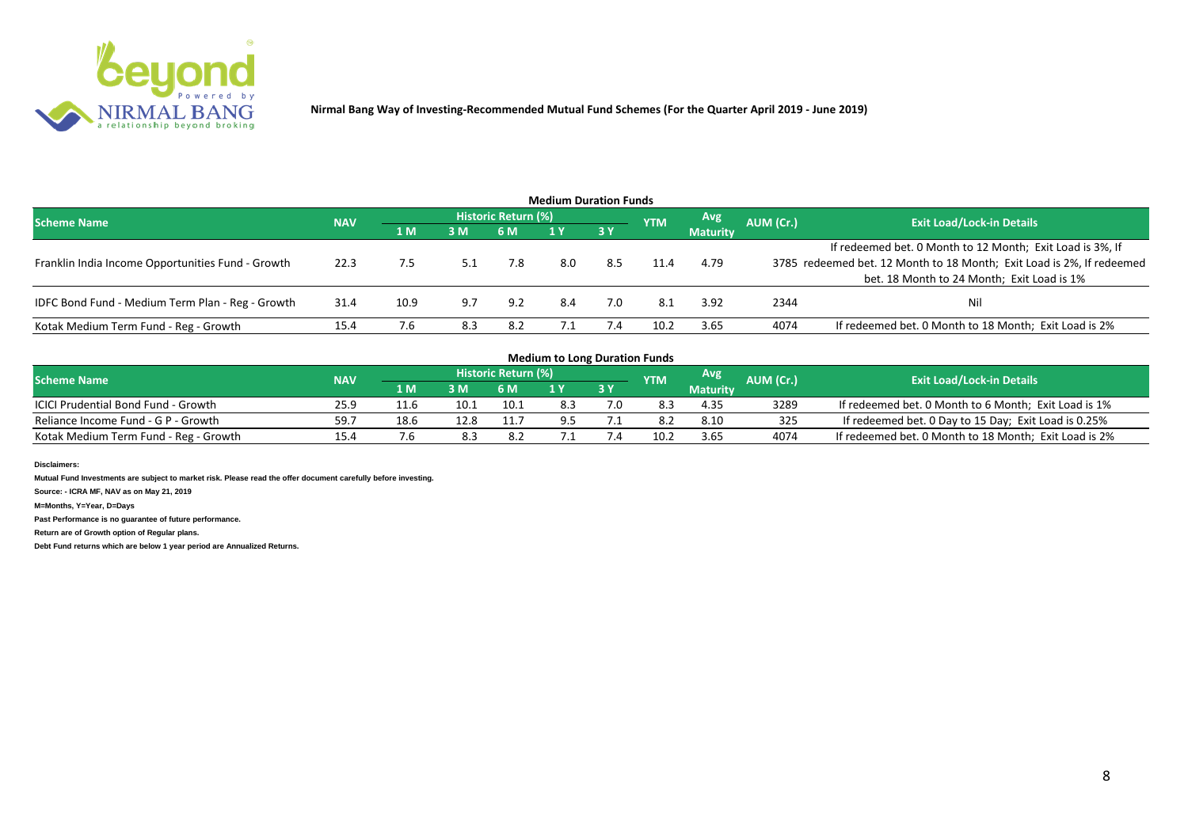Nirmal Bang Way of Investing-Recommended Mutual Fund Schemes (For the Quarter April 2019 - June 2019)

**Medium Duration Funds**

| Scheme Name | NAV | Historic Return (%) | | | | | YTM | Avg Maturity | AUM (Cr.) | Exit Load/Lock-in Details |
|---|---|---|---|---|---|---|---|---|---|---|
| | | 1 M | 3 M | 6 M | 1 Y | 3 Y | | | | |
| Franklin India Income Opportunities Fund - Growth | 22.3 | 7.5 | 5.1 | 7.8 | 8.0 | 8.5 | 11.4 | 4.79 | 3785 | If redeemed bet. 0 Month to 12 Month; Exit Load is 3%, If redeemed bet. 12 Month to 18 Month; Exit Load is 2%, If redeemed bet. 18 Month to 24 Month; Exit Load is 1% |
| IDFC Bond Fund - Medium Term Plan - Reg - Growth | 31.4 | 10.9 | 9.7 | 9.2 | 8.4 | 7.0 | 8.1 | 3.92 | 2344 | Nil |
| Kotak Medium Term Fund - Reg - Growth | 15.4 | 7.6 | 8.3 | 8.2 | 7.1 | 7.4 | 10.2 | 3.65 | 4074 | If redeemed bet. 0 Month to 18 Month; Exit Load is 2% |

**Medium to Long Duration Funds**

| Scheme Name | NAV | Historic Return (%) | | | | | YTM | Avg Maturity | AUM (Cr.) | Exit Load/Lock-in Details |
|---|---|---|---|---|---|---|---|---|---|---|
| | | 1 M | 3 M | 6 M | 1 Y | 3 Y | | | | |
| ICICI Prudential Bond Fund - Growth | 25.9 | 11.6 | 10.1 | 10.1 | 8.3 | 7.0 | 8.3 | 4.35 | 3289 | If redeemed bet. 0 Month to 6 Month; Exit Load is 1% |
| Reliance Income Fund - G P - Growth | 59.7 | 18.6 | 12.8 | 11.7 | 9.5 | 7.1 | 8.2 | 8.10 | 325 | If redeemed bet. 0 Day to 15 Day; Exit Load is 0.25% |
| Kotak Medium Term Fund - Reg - Growth | 15.4 | 7.6 | 8.3 | 8.2 | 7.1 | 7.4 | 10.2 | 3.65 | 4074 | If redeemed bet. 0 Month to 18 Month; Exit Load is 2% |

**Disclaimers:**

**Mutual Fund Investments are subject to market risk. Please read the offer document carefully before investing.**

**Source: - ICRA MF, NAV as on May 21, 2019**

**M=Months, Y=Year, D=Days**

**Past Performance is no guarantee of future performance.**

**Return are of Growth option of Regular plans.**

**Debt Fund returns which are below 1 year period are Annualized Returns.**